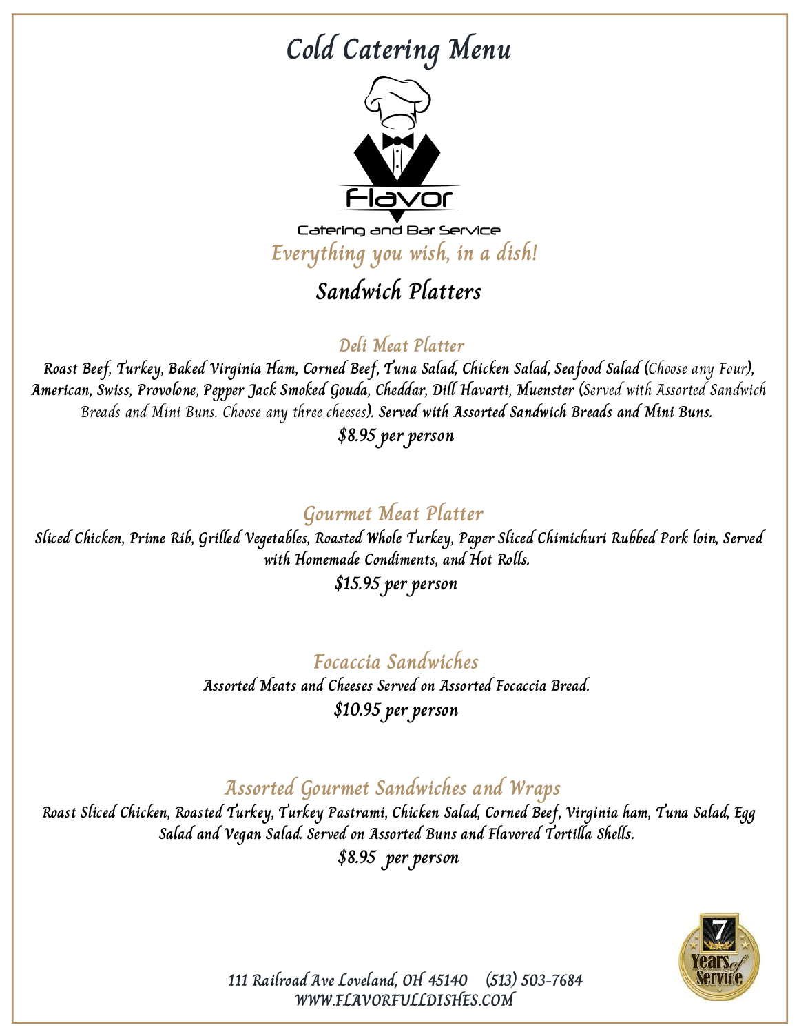# Cold Catering Menu

Flavor

Catering and Bar Service

*Everything you wish, in a dish!*

## Sandwich Platters

### Deli Meat Platter

**Roast Beef, Turkey, Baked Virginia Ham, Corned Beef, Tuna Salad, Chicken Salad, Seafood Salad (***Choose any Four***), American, Swiss, Provolone, Pepper Jack Smoked Gouda, Cheddar, Dill Havarti, Muenster (***Served with Assorted Sandwich Breads and Mini Buns. Choose any three cheeses***). Served with Assorted Sandwich Breads and Mini Buns.**

**$8.95 per person**

### Gourmet Meat Platter

**Sliced Chicken, Prime Rib, Grilled Vegetables, Roasted Whole Turkey, Paper Sliced Chimichuri Rubbed Pork loin, Served with Homemade Condiments, and Hot Rolls.**

**$15.95 per person**

### Focaccia Sandwiches

**Assorted Meats and Cheeses Served on Assorted Focaccia Bread.**

**$10.95 per person**

### Assorted Gourmet Sandwiches and Wraps

**Roast Sliced Chicken, Roasted Turkey, Turkey Pastrami, Chicken Salad, Corned Beef, Virginia ham, Tuna Salad, Egg Salad and Vegan Salad. Served on Assorted Buns and Flavored Tortilla Shells.**

**$8.95 per person**

7 Years of Service

111 Railroad Ave Loveland, OH 45140 (513) 503-7684
WWW.FLAVORFULLDISHES.COM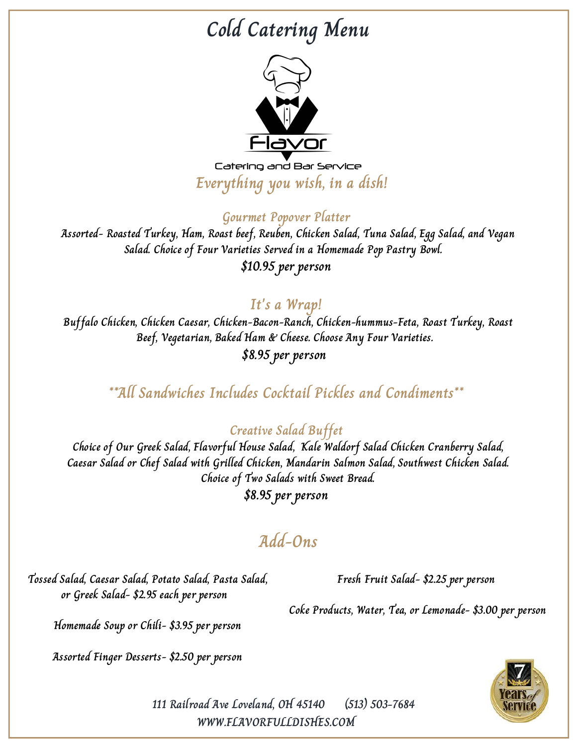# Cold Catering Menu

Flavor

Catering and Bar Service

*Everything you wish, in a dish!*

## Gourmet Popover Platter

Assorted- Roasted Turkey, Ham, Roast beef, Reuben, Chicken Salad, Tuna Salad, Egg Salad, and Vegan Salad. Choice of Four Varieties Served in a Homemade Pop Pastry Bowl.

**$10.95 per person**

## It's a Wrap!

Buffalo Chicken, Chicken Caesar, Chicken-Bacon-Ranch, Chicken-hummus-Feta, Roast Turkey, Roast Beef, Vegetarian, Baked Ham & Cheese. Choose Any Four Varieties.

**$8.95 per person**

**All Sandwiches Includes Cocktail Pickles and Condiments**

## Creative Salad Buffet

Choice of Our Greek Salad, Flavorful House Salad, Kale Waldorf Salad Chicken Cranberry Salad, Caesar Salad or Chef Salad with Grilled Chicken, Mandarin Salmon Salad, Southwest Chicken Salad. Choice of Two Salads with Sweet Bread.

**$8.95 per person**

## Add-Ons

Tossed Salad, Caesar Salad, Potato Salad, Pasta Salad, or Greek Salad- $2.95 each per person

Homemade Soup or Chili- $3.95 per person

Assorted Finger Desserts- $2.50 per person

Fresh Fruit Salad- $2.25 per person

Coke Products, Water, Tea, or Lemonade- $3.00 per person

7 Years of Service

111 Railroad Ave Loveland, OH 45140 (513) 503-7684

WWW.FLAVORFULLDISHES.COM